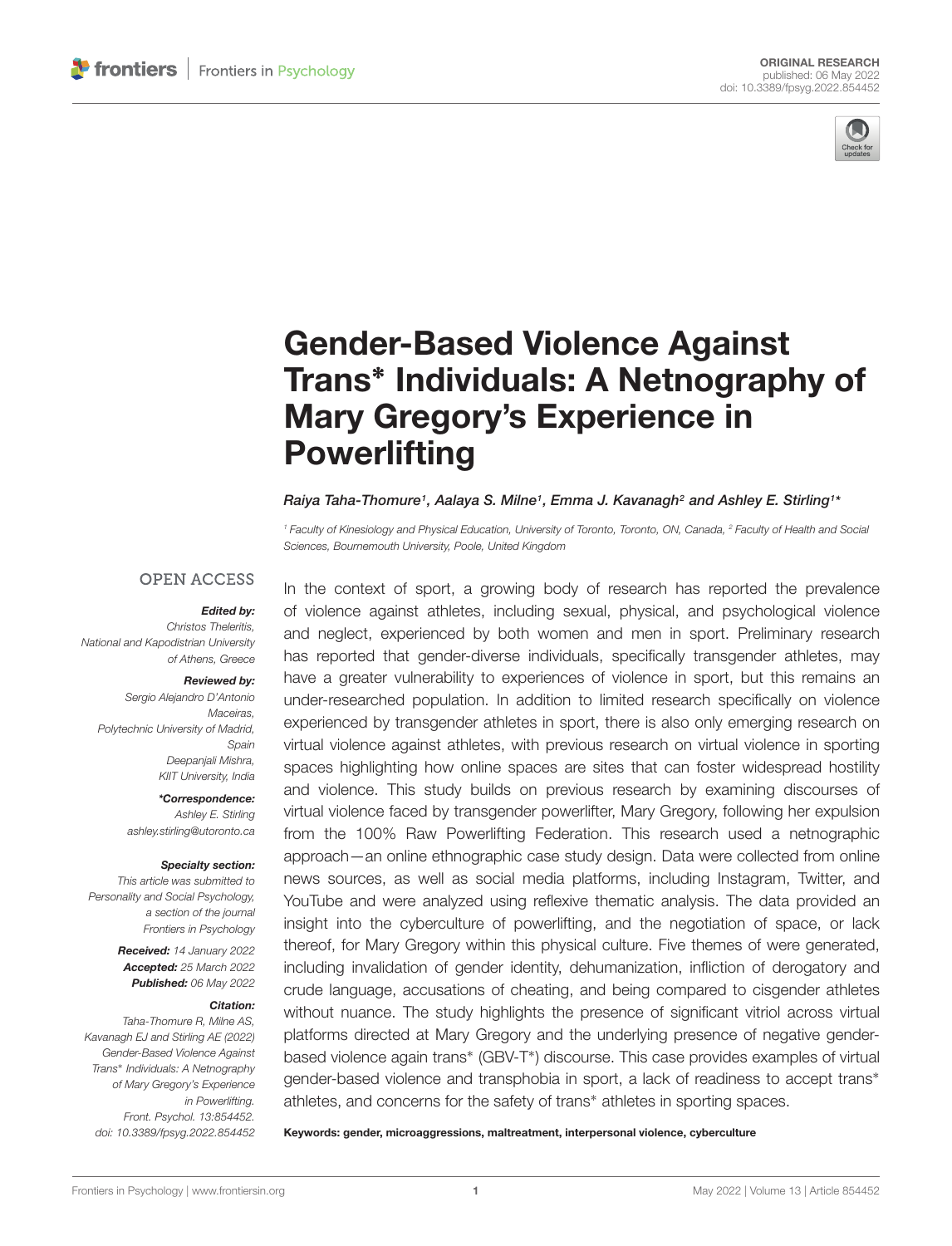ORIGINAL RESEARCH
published: 06 May 2022
doi: 10.3389/fpsyg.2022.854452

# Gender-Based Violence Against Trans* Individuals: A Netnography of Mary Gregory's Experience in Powerlifting

**Raiya Taha-Thomure[1], Aalaya S. Milne[1], Emma J. Kavanagh[2] and Ashley E. Stirling[1]***

[1] Faculty of Kinesiology and Physical Education, University of Toronto, Toronto, ON, Canada, [2] Faculty of Health and Social Sciences, Bournemouth University, Poole, United Kingdom

OPEN ACCESS

***Edited by:***
*Christos Theleritis, National and Kapodistrian University of Athens, Greece*

***Reviewed by:***
*Sergio Alejandro D'Antonio Maceiras, Polytechnic University of Madrid, Spain*
*Deepanjali Mishra, KIIT University, India*

***\*Correspondence:***
*Ashley E. Stirling*
*ashley.stirling@utoronto.ca*

***Specialty section:***
*This article was submitted to Personality and Social Psychology, a section of the journal Frontiers in Psychology*

***Received:*** *14 January 2022*
***Accepted:*** *25 March 2022*
***Published:*** *06 May 2022*

***Citation:***
*Taha-Thomure R, Milne AS, Kavanagh EJ and Stirling AE (2022) Gender-Based Violence Against Trans* Individuals: A Netnography of Mary Gregory's Experience in Powerlifting. Front. Psychol. 13:854452. doi: 10.3389/fpsyg.2022.854452*

In the context of sport, a growing body of research has reported the prevalence of violence against athletes, including sexual, physical, and psychological violence and neglect, experienced by both women and men in sport. Preliminary research has reported that gender-diverse individuals, specifically transgender athletes, may have a greater vulnerability to experiences of violence in sport, but this remains an under-researched population. In addition to limited research specifically on violence experienced by transgender athletes in sport, there is also only emerging research on virtual violence against athletes, with previous research on virtual violence in sporting spaces highlighting how online spaces are sites that can foster widespread hostility and violence. This study builds on previous research by examining discourses of virtual violence faced by transgender powerlifter, Mary Gregory, following her expulsion from the 100% Raw Powerlifting Federation. This research used a netnographic approach—an online ethnographic case study design. Data were collected from online news sources, as well as social media platforms, including Instagram, Twitter, and YouTube and were analyzed using reflexive thematic analysis. The data provided an insight into the cyberculture of powerlifting, and the negotiation of space, or lack thereof, for Mary Gregory within this physical culture. Five themes of were generated, including invalidation of gender identity, dehumanization, infliction of derogatory and crude language, accusations of cheating, and being compared to cisgender athletes without nuance. The study highlights the presence of significant vitriol across virtual platforms directed at Mary Gregory and the underlying presence of negative gender-based violence again trans* (GBV-T*) discourse. This case provides examples of virtual gender-based violence and transphobia in sport, a lack of readiness to accept trans* athletes, and concerns for the safety of trans* athletes in sporting spaces.

**Keywords: gender, microaggressions, maltreatment, interpersonal violence, cyberculture**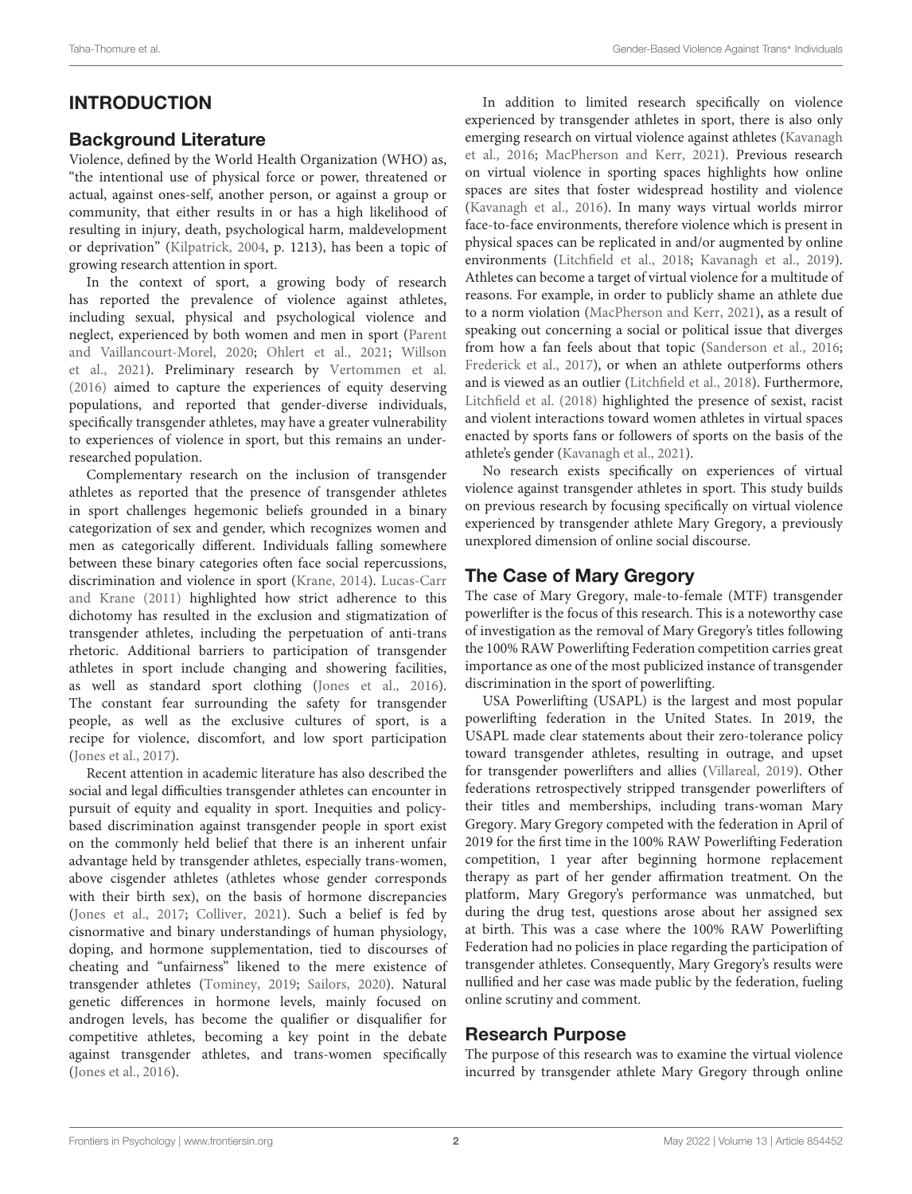## INTRODUCTION

### Background Literature

Violence, defined by the World Health Organization (WHO) as, "the intentional use of physical force or power, threatened or actual, against ones-self, another person, or against a group or community, that either results in or has a high likelihood of resulting in injury, death, psychological harm, maldevelopment or deprivation" (Kilpatrick, 2004, p. 1213), has been a topic of growing research attention in sport.

In the context of sport, a growing body of research has reported the prevalence of violence against athletes, including sexual, physical and psychological violence and neglect, experienced by both women and men in sport (Parent and Vaillancourt-Morel, 2020; Ohlert et al., 2021; Willson et al., 2021). Preliminary research by Vertommen et al. (2016) aimed to capture the experiences of equity deserving populations, and reported that gender-diverse individuals, specifically transgender athletes, may have a greater vulnerability to experiences of violence in sport, but this remains an under-researched population.

Complementary research on the inclusion of transgender athletes as reported that the presence of transgender athletes in sport challenges hegemonic beliefs grounded in a binary categorization of sex and gender, which recognizes women and men as categorically different. Individuals falling somewhere between these binary categories often face social repercussions, discrimination and violence in sport (Krane, 2014). Lucas-Carr and Krane (2011) highlighted how strict adherence to this dichotomy has resulted in the exclusion and stigmatization of transgender athletes, including the perpetuation of anti-trans rhetoric. Additional barriers to participation of transgender athletes in sport include changing and showering facilities, as well as standard sport clothing (Jones et al., 2016). The constant fear surrounding the safety for transgender people, as well as the exclusive cultures of sport, is a recipe for violence, discomfort, and low sport participation (Jones et al., 2017).

Recent attention in academic literature has also described the social and legal difficulties transgender athletes can encounter in pursuit of equity and equality in sport. Inequities and policy-based discrimination against transgender people in sport exist on the commonly held belief that there is an inherent unfair advantage held by transgender athletes, especially trans-women, above cisgender athletes (athletes whose gender corresponds with their birth sex), on the basis of hormone discrepancies (Jones et al., 2017; Colliver, 2021). Such a belief is fed by cisnormative and binary understandings of human physiology, doping, and hormone supplementation, tied to discourses of cheating and "unfairness" likened to the mere existence of transgender athletes (Tominey, 2019; Sailors, 2020). Natural genetic differences in hormone levels, mainly focused on androgen levels, has become the qualifier or disqualifier for competitive athletes, becoming a key point in the debate against transgender athletes, and trans-women specifically (Jones et al., 2016).

In addition to limited research specifically on violence experienced by transgender athletes in sport, there is also only emerging research on virtual violence against athletes (Kavanagh et al., 2016; MacPherson and Kerr, 2021). Previous research on virtual violence in sporting spaces highlights how online spaces are sites that foster widespread hostility and violence (Kavanagh et al., 2016). In many ways virtual worlds mirror face-to-face environments, therefore violence which is present in physical spaces can be replicated in and/or augmented by online environments (Litchfield et al., 2018; Kavanagh et al., 2019). Athletes can become a target of virtual violence for a multitude of reasons. For example, in order to publicly shame an athlete due to a norm violation (MacPherson and Kerr, 2021), as a result of speaking out concerning a social or political issue that diverges from how a fan feels about that topic (Sanderson et al., 2016; Frederick et al., 2017), or when an athlete outperforms others and is viewed as an outlier (Litchfield et al., 2018). Furthermore, Litchfield et al. (2018) highlighted the presence of sexist, racist and violent interactions toward women athletes in virtual spaces enacted by sports fans or followers of sports on the basis of the athlete's gender (Kavanagh et al., 2021).

No research exists specifically on experiences of virtual violence against transgender athletes in sport. This study builds on previous research by focusing specifically on virtual violence experienced by transgender athlete Mary Gregory, a previously unexplored dimension of online social discourse.

### The Case of Mary Gregory

The case of Mary Gregory, male-to-female (MTF) transgender powerlifter is the focus of this research. This is a noteworthy case of investigation as the removal of Mary Gregory's titles following the 100% RAW Powerlifting Federation competition carries great importance as one of the most publicized instance of transgender discrimination in the sport of powerlifting.

USA Powerlifting (USAPL) is the largest and most popular powerlifting federation in the United States. In 2019, the USAPL made clear statements about their zero-tolerance policy toward transgender athletes, resulting in outrage, and upset for transgender powerlifters and allies (Villareal, 2019). Other federations retrospectively stripped transgender powerlifters of their titles and memberships, including trans-woman Mary Gregory. Mary Gregory competed with the federation in April of 2019 for the first time in the 100% RAW Powerlifting Federation competition, 1 year after beginning hormone replacement therapy as part of her gender affirmation treatment. On the platform, Mary Gregory's performance was unmatched, but during the drug test, questions arose about her assigned sex at birth. This was a case where the 100% RAW Powerlifting Federation had no policies in place regarding the participation of transgender athletes. Consequently, Mary Gregory's results were nullified and her case was made public by the federation, fueling online scrutiny and comment.

### Research Purpose

The purpose of this research was to examine the virtual violence incurred by transgender athlete Mary Gregory through online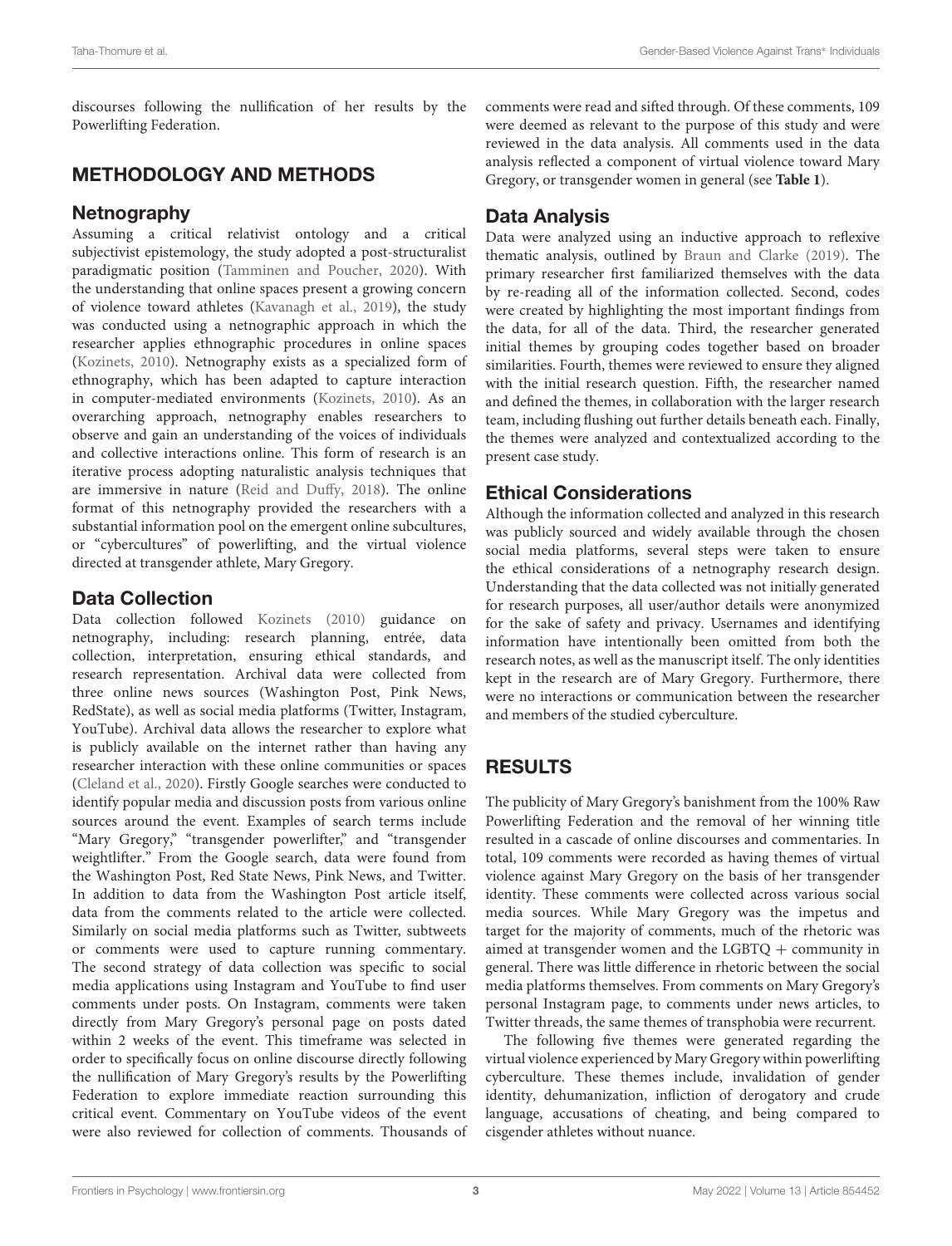discourses following the nullification of her results by the Powerlifting Federation.

## METHODOLOGY AND METHODS

### Netnography

Assuming a critical relativist ontology and a critical subjectivist epistemology, the study adopted a post-structuralist paradigmatic position (Tamminen and Poucher, 2020). With the understanding that online spaces present a growing concern of violence toward athletes (Kavanagh et al., 2019), the study was conducted using a netnographic approach in which the researcher applies ethnographic procedures in online spaces (Kozinets, 2010). Netnography exists as a specialized form of ethnography, which has been adapted to capture interaction in computer-mediated environments (Kozinets, 2010). As an overarching approach, netnography enables researchers to observe and gain an understanding of the voices of individuals and collective interactions online. This form of research is an iterative process adopting naturalistic analysis techniques that are immersive in nature (Reid and Duffy, 2018). The online format of this netnography provided the researchers with a substantial information pool on the emergent online subcultures, or "cybercultures" of powerlifting, and the virtual violence directed at transgender athlete, Mary Gregory.

### Data Collection

Data collection followed Kozinets (2010) guidance on netnography, including: research planning, entrée, data collection, interpretation, ensuring ethical standards, and research representation. Archival data were collected from three online news sources (Washington Post, Pink News, RedState), as well as social media platforms (Twitter, Instagram, YouTube). Archival data allows the researcher to explore what is publicly available on the internet rather than having any researcher interaction with these online communities or spaces (Cleland et al., 2020). Firstly Google searches were conducted to identify popular media and discussion posts from various online sources around the event. Examples of search terms include "Mary Gregory," "transgender powerlifter," and "transgender weightlifter." From the Google search, data were found from the Washington Post, Red State News, Pink News, and Twitter. In addition to data from the Washington Post article itself, data from the comments related to the article were collected. Similarly on social media platforms such as Twitter, subtweets or comments were used to capture running commentary. The second strategy of data collection was specific to social media applications using Instagram and YouTube to find user comments under posts. On Instagram, comments were taken directly from Mary Gregory's personal page on posts dated within 2 weeks of the event. This timeframe was selected in order to specifically focus on online discourse directly following the nullification of Mary Gregory's results by the Powerlifting Federation to explore immediate reaction surrounding this critical event. Commentary on YouTube videos of the event were also reviewed for collection of comments. Thousands of comments were read and sifted through. Of these comments, 109 were deemed as relevant to the purpose of this study and were reviewed in the data analysis. All comments used in the data analysis reflected a component of virtual violence toward Mary Gregory, or transgender women in general (see **Table 1**).

### Data Analysis

Data were analyzed using an inductive approach to reflexive thematic analysis, outlined by Braun and Clarke (2019). The primary researcher first familiarized themselves with the data by re-reading all of the information collected. Second, codes were created by highlighting the most important findings from the data, for all of the data. Third, the researcher generated initial themes by grouping codes together based on broader similarities. Fourth, themes were reviewed to ensure they aligned with the initial research question. Fifth, the researcher named and defined the themes, in collaboration with the larger research team, including flushing out further details beneath each. Finally, the themes were analyzed and contextualized according to the present case study.

### Ethical Considerations

Although the information collected and analyzed in this research was publicly sourced and widely available through the chosen social media platforms, several steps were taken to ensure the ethical considerations of a netnography research design. Understanding that the data collected was not initially generated for research purposes, all user/author details were anonymized for the sake of safety and privacy. Usernames and identifying information have intentionally been omitted from both the research notes, as well as the manuscript itself. The only identities kept in the research are of Mary Gregory. Furthermore, there were no interactions or communication between the researcher and members of the studied cyberculture.

## RESULTS

The publicity of Mary Gregory's banishment from the 100% Raw Powerlifting Federation and the removal of her winning title resulted in a cascade of online discourses and commentaries. In total, 109 comments were recorded as having themes of virtual violence against Mary Gregory on the basis of her transgender identity. These comments were collected across various social media sources. While Mary Gregory was the impetus and target for the majority of comments, much of the rhetoric was aimed at transgender women and the LGBTQ + community in general. There was little difference in rhetoric between the social media platforms themselves. From comments on Mary Gregory's personal Instagram page, to comments under news articles, to Twitter threads, the same themes of transphobia were recurrent.

The following five themes were generated regarding the virtual violence experienced by Mary Gregory within powerlifting cyberculture. These themes include, invalidation of gender identity, dehumanization, infliction of derogatory and crude language, accusations of cheating, and being compared to cisgender athletes without nuance.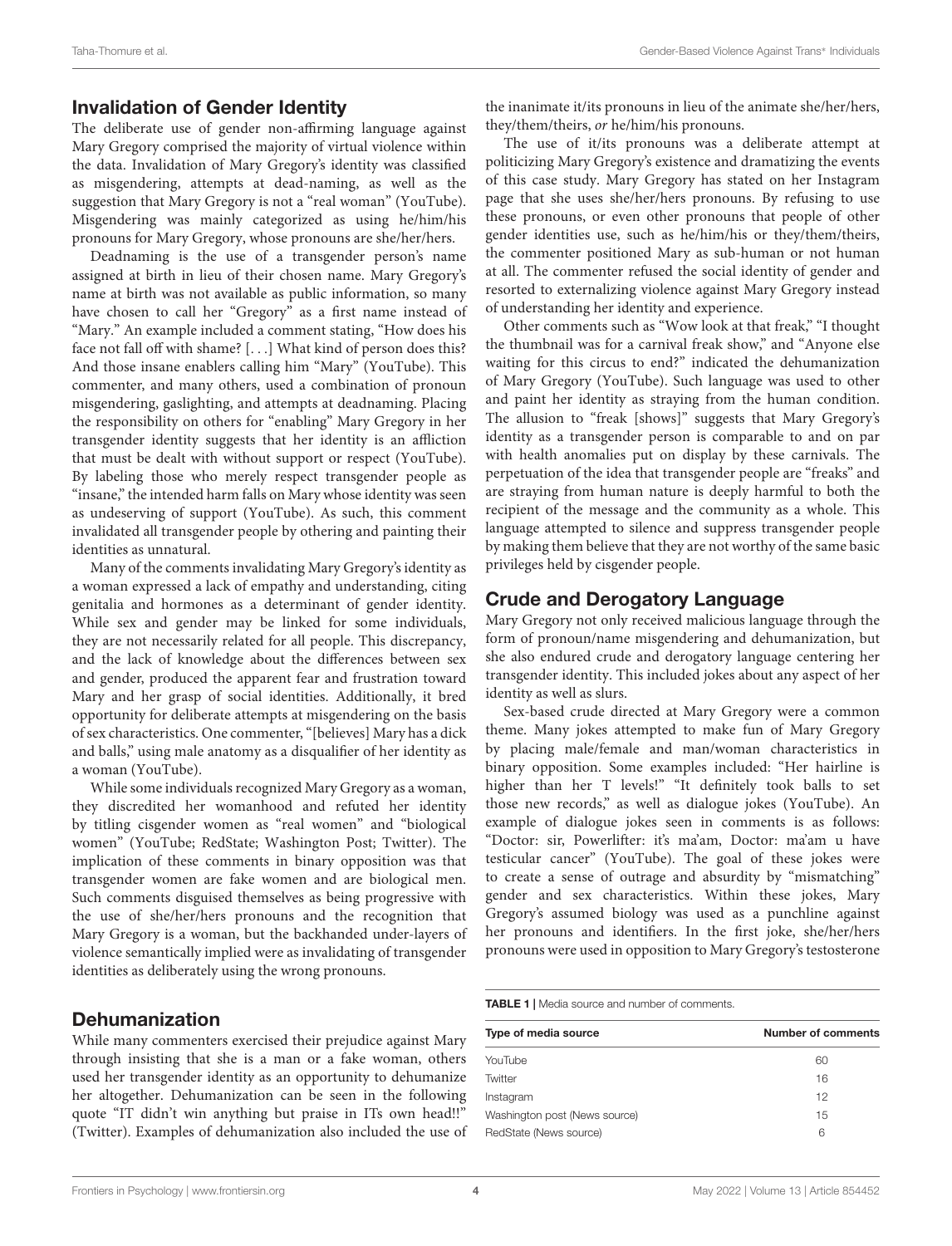## Invalidation of Gender Identity

The deliberate use of gender non-affirming language against Mary Gregory comprised the majority of virtual violence within the data. Invalidation of Mary Gregory's identity was classified as misgendering, attempts at dead-naming, as well as the suggestion that Mary Gregory is not a "real woman" (YouTube). Misgendering was mainly categorized as using he/him/his pronouns for Mary Gregory, whose pronouns are she/her/hers.

Deadnaming is the use of a transgender person's name assigned at birth in lieu of their chosen name. Mary Gregory's name at birth was not available as public information, so many have chosen to call her "Gregory" as a first name instead of "Mary." An example included a comment stating, "How does his face not fall off with shame? [. . .] What kind of person does this? And those insane enablers calling him "Mary" (YouTube). This commenter, and many others, used a combination of pronoun misgendering, gaslighting, and attempts at deadnaming. Placing the responsibility on others for "enabling" Mary Gregory in her transgender identity suggests that her identity is an affliction that must be dealt with without support or respect (YouTube). By labeling those who merely respect transgender people as "insane," the intended harm falls on Mary whose identity was seen as undeserving of support (YouTube). As such, this comment invalidated all transgender people by othering and painting their identities as unnatural.

Many of the comments invalidating Mary Gregory's identity as a woman expressed a lack of empathy and understanding, citing genitalia and hormones as a determinant of gender identity. While sex and gender may be linked for some individuals, they are not necessarily related for all people. This discrepancy, and the lack of knowledge about the differences between sex and gender, produced the apparent fear and frustration toward Mary and her grasp of social identities. Additionally, it bred opportunity for deliberate attempts at misgendering on the basis of sex characteristics. One commenter, "[believes] Mary has a dick and balls," using male anatomy as a disqualifier of her identity as a woman (YouTube).

While some individuals recognized Mary Gregory as a woman, they discredited her womanhood and refuted her identity by titling cisgender women as "real women" and "biological women" (YouTube; RedState; Washington Post; Twitter). The implication of these comments in binary opposition was that transgender women are fake women and are biological men. Such comments disguised themselves as being progressive with the use of she/her/hers pronouns and the recognition that Mary Gregory is a woman, but the backhanded under-layers of violence semantically implied were as invalidating of transgender identities as deliberately using the wrong pronouns.

## Dehumanization

While many commenters exercised their prejudice against Mary through insisting that she is a man or a fake woman, others used her transgender identity as an opportunity to dehumanize her altogether. Dehumanization can be seen in the following quote "IT didn't win anything but praise in ITs own head!!" (Twitter). Examples of dehumanization also included the use of the inanimate it/its pronouns in lieu of the animate she/her/hers, they/them/theirs, *or* he/him/his pronouns.

The use of it/its pronouns was a deliberate attempt at politicizing Mary Gregory's existence and dramatizing the events of this case study. Mary Gregory has stated on her Instagram page that she uses she/her/hers pronouns. By refusing to use these pronouns, or even other pronouns that people of other gender identities use, such as he/him/his or they/them/theirs, the commenter positioned Mary as sub-human or not human at all. The commenter refused the social identity of gender and resorted to externalizing violence against Mary Gregory instead of understanding her identity and experience.

Other comments such as "Wow look at that freak," "I thought the thumbnail was for a carnival freak show," and "Anyone else waiting for this circus to end?" indicated the dehumanization of Mary Gregory (YouTube). Such language was used to other and paint her identity as straying from the human condition. The allusion to "freak [shows]" suggests that Mary Gregory's identity as a transgender person is comparable to and on par with health anomalies put on display by these carnivals. The perpetuation of the idea that transgender people are "freaks" and are straying from human nature is deeply harmful to both the recipient of the message and the community as a whole. This language attempted to silence and suppress transgender people by making them believe that they are not worthy of the same basic privileges held by cisgender people.

## Crude and Derogatory Language

Mary Gregory not only received malicious language through the form of pronoun/name misgendering and dehumanization, but she also endured crude and derogatory language centering her transgender identity. This included jokes about any aspect of her identity as well as slurs.

Sex-based crude directed at Mary Gregory were a common theme. Many jokes attempted to make fun of Mary Gregory by placing male/female and man/woman characteristics in binary opposition. Some examples included: "Her hairline is higher than her T levels!" "It definitely took balls to set those new records," as well as dialogue jokes (YouTube). An example of dialogue jokes seen in comments is as follows: "Doctor: sir, Powerlifter: it's ma'am, Doctor: ma'am u have testicular cancer" (YouTube). The goal of these jokes were to create a sense of outrage and absurdity by "mismatching" gender and sex characteristics. Within these jokes, Mary Gregory's assumed biology was used as a punchline against her pronouns and identifiers. In the first joke, she/her/hers pronouns were used in opposition to Mary Gregory's testosterone

**TABLE 1** | Media source and number of comments.

| Type of media source | Number of comments |
|---|---|
| YouTube | 60 |
| Twitter | 16 |
| Instagram | 12 |
| Washington post (News source) | 15 |
| RedState (News source) | 6 |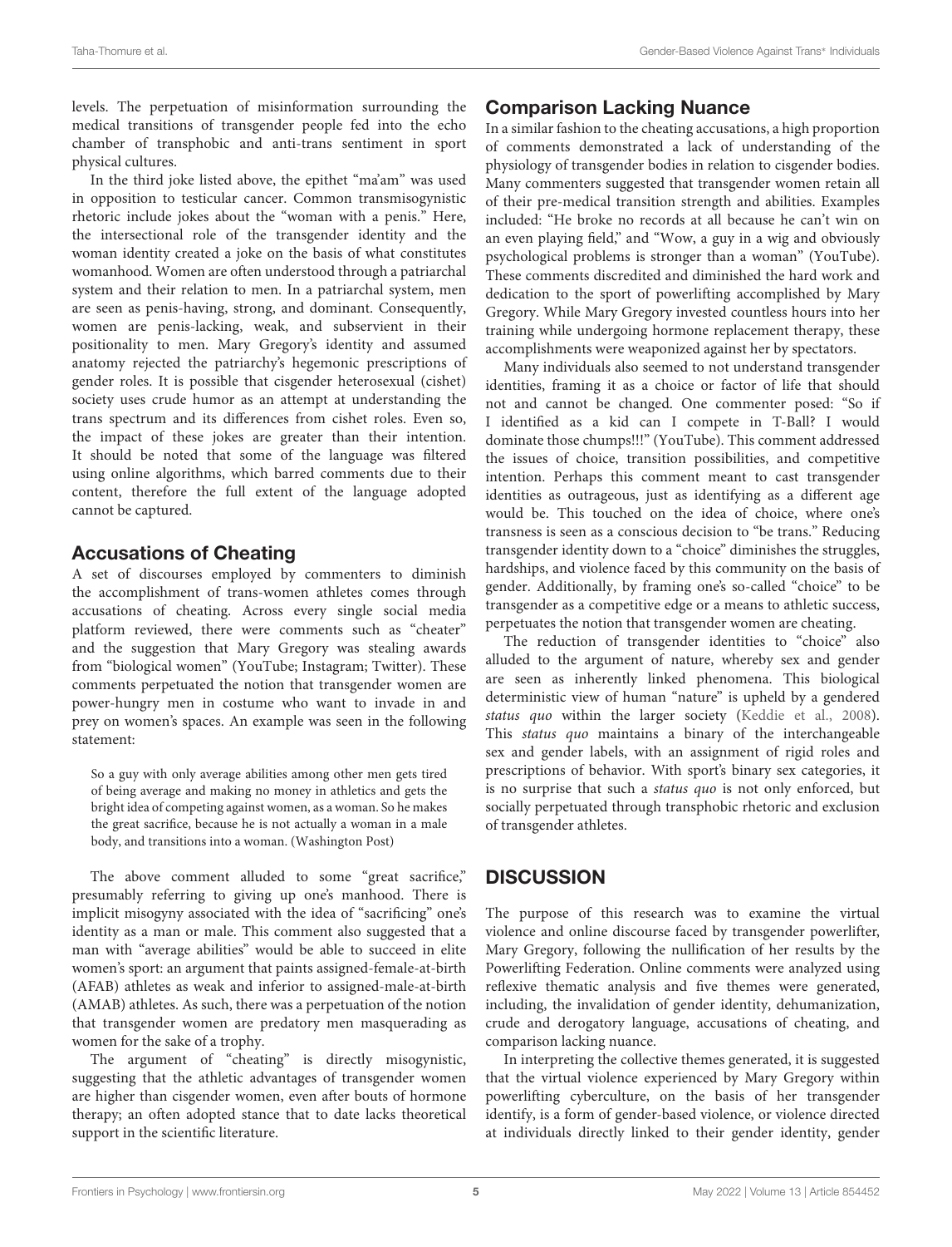levels. The perpetuation of misinformation surrounding the medical transitions of transgender people fed into the echo chamber of transphobic and anti-trans sentiment in sport physical cultures.

In the third joke listed above, the epithet "ma'am" was used in opposition to testicular cancer. Common transmisogynistic rhetoric include jokes about the "woman with a penis." Here, the intersectional role of the transgender identity and the woman identity created a joke on the basis of what constitutes womanhood. Women are often understood through a patriarchal system and their relation to men. In a patriarchal system, men are seen as penis-having, strong, and dominant. Consequently, women are penis-lacking, weak, and subservient in their positionality to men. Mary Gregory's identity and assumed anatomy rejected the patriarchy's hegemonic prescriptions of gender roles. It is possible that cisgender heterosexual (cishet) society uses crude humor as an attempt at understanding the trans spectrum and its differences from cishet roles. Even so, the impact of these jokes are greater than their intention. It should be noted that some of the language was filtered using online algorithms, which barred comments due to their content, therefore the full extent of the language adopted cannot be captured.

## Accusations of Cheating

A set of discourses employed by commenters to diminish the accomplishment of trans-women athletes comes through accusations of cheating. Across every single social media platform reviewed, there were comments such as "cheater" and the suggestion that Mary Gregory was stealing awards from "biological women" (YouTube; Instagram; Twitter). These comments perpetuated the notion that transgender women are power-hungry men in costume who want to invade in and prey on women's spaces. An example was seen in the following statement:

> So a guy with only average abilities among other men gets tired of being average and making no money in athletics and gets the bright idea of competing against women, as a woman. So he makes the great sacrifice, because he is not actually a woman in a male body, and transitions into a woman. (Washington Post)

The above comment alluded to some "great sacrifice," presumably referring to giving up one's manhood. There is implicit misogyny associated with the idea of "sacrificing" one's identity as a man or male. This comment also suggested that a man with "average abilities" would be able to succeed in elite women's sport: an argument that paints assigned-female-at-birth (AFAB) athletes as weak and inferior to assigned-male-at-birth (AMAB) athletes. As such, there was a perpetuation of the notion that transgender women are predatory men masquerading as women for the sake of a trophy.

The argument of "cheating" is directly misogynistic, suggesting that the athletic advantages of transgender women are higher than cisgender women, even after bouts of hormone therapy; an often adopted stance that to date lacks theoretical support in the scientific literature.

## Comparison Lacking Nuance

In a similar fashion to the cheating accusations, a high proportion of comments demonstrated a lack of understanding of the physiology of transgender bodies in relation to cisgender bodies. Many commenters suggested that transgender women retain all of their pre-medical transition strength and abilities. Examples included: "He broke no records at all because he can't win on an even playing field," and "Wow, a guy in a wig and obviously psychological problems is stronger than a woman" (YouTube). These comments discredited and diminished the hard work and dedication to the sport of powerlifting accomplished by Mary Gregory. While Mary Gregory invested countless hours into her training while undergoing hormone replacement therapy, these accomplishments were weaponized against her by spectators.

Many individuals also seemed to not understand transgender identities, framing it as a choice or factor of life that should not and cannot be changed. One commenter posed: "So if I identified as a kid can I compete in T-Ball? I would dominate those chumps!!!" (YouTube). This comment addressed the issues of choice, transition possibilities, and competitive intention. Perhaps this comment meant to cast transgender identities as outrageous, just as identifying as a different age would be. This touched on the idea of choice, where one's transness is seen as a conscious decision to "be trans." Reducing transgender identity down to a "choice" diminishes the struggles, hardships, and violence faced by this community on the basis of gender. Additionally, by framing one's so-called "choice" to be transgender as a competitive edge or a means to athletic success, perpetuates the notion that transgender women are cheating.

The reduction of transgender identities to "choice" also alluded to the argument of nature, whereby sex and gender are seen as inherently linked phenomena. This biological deterministic view of human "nature" is upheld by a gendered *status quo* within the larger society (Keddie et al., 2008). This *status quo* maintains a binary of the interchangeable sex and gender labels, with an assignment of rigid roles and prescriptions of behavior. With sport's binary sex categories, it is no surprise that such a *status quo* is not only enforced, but socially perpetuated through transphobic rhetoric and exclusion of transgender athletes.

# DISCUSSION

The purpose of this research was to examine the virtual violence and online discourse faced by transgender powerlifter, Mary Gregory, following the nullification of her results by the Powerlifting Federation. Online comments were analyzed using reflexive thematic analysis and five themes were generated, including, the invalidation of gender identity, dehumanization, crude and derogatory language, accusations of cheating, and comparison lacking nuance.

In interpreting the collective themes generated, it is suggested that the virtual violence experienced by Mary Gregory within powerlifting cyberculture, on the basis of her transgender identify, is a form of gender-based violence, or violence directed at individuals directly linked to their gender identity, gender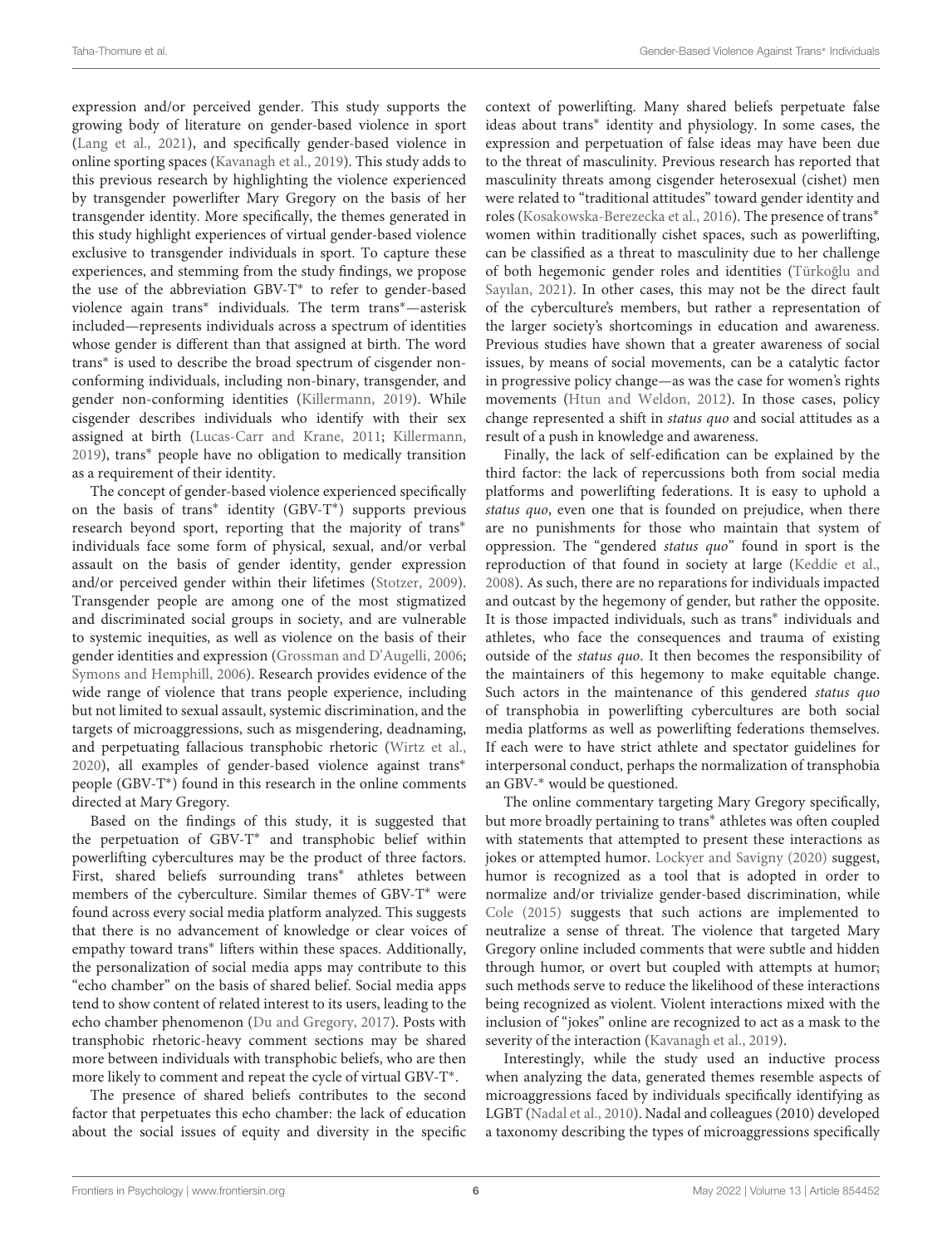expression and/or perceived gender. This study supports the growing body of literature on gender-based violence in sport (Lang et al., 2021), and specifically gender-based violence in online sporting spaces (Kavanagh et al., 2019). This study adds to this previous research by highlighting the violence experienced by transgender powerlifter Mary Gregory on the basis of her transgender identity. More specifically, the themes generated in this study highlight experiences of virtual gender-based violence exclusive to transgender individuals in sport. To capture these experiences, and stemming from the study findings, we propose the use of the abbreviation GBV-T* to refer to gender-based violence again trans* individuals. The term trans*—asterisk included—represents individuals across a spectrum of identities whose gender is different than that assigned at birth. The word trans* is used to describe the broad spectrum of cisgender non-conforming individuals, including non-binary, transgender, and gender non-conforming identities (Killermann, 2019). While cisgender describes individuals who identify with their sex assigned at birth (Lucas-Carr and Krane, 2011; Killermann, 2019), trans* people have no obligation to medically transition as a requirement of their identity.

The concept of gender-based violence experienced specifically on the basis of trans* identity (GBV-T*) supports previous research beyond sport, reporting that the majority of trans* individuals face some form of physical, sexual, and/or verbal assault on the basis of gender identity, gender expression and/or perceived gender within their lifetimes (Stotzer, 2009). Transgender people are among one of the most stigmatized and discriminated social groups in society, and are vulnerable to systemic inequities, as well as violence on the basis of their gender identities and expression (Grossman and D'Augelli, 2006; Symons and Hemphill, 2006). Research provides evidence of the wide range of violence that trans people experience, including but not limited to sexual assault, systemic discrimination, and the targets of microaggressions, such as misgendering, deadnaming, and perpetuating fallacious transphobic rhetoric (Wirtz et al., 2020), all examples of gender-based violence against trans* people (GBV-T*) found in this research in the online comments directed at Mary Gregory.

Based on the findings of this study, it is suggested that the perpetuation of GBV-T* and transphobic belief within powerlifting cybercultures may be the product of three factors. First, shared beliefs surrounding trans* athletes between members of the cyberculture. Similar themes of GBV-T* were found across every social media platform analyzed. This suggests that there is no advancement of knowledge or clear voices of empathy toward trans* lifters within these spaces. Additionally, the personalization of social media apps may contribute to this "echo chamber" on the basis of shared belief. Social media apps tend to show content of related interest to its users, leading to the echo chamber phenomenon (Du and Gregory, 2017). Posts with transphobic rhetoric-heavy comment sections may be shared more between individuals with transphobic beliefs, who are then more likely to comment and repeat the cycle of virtual GBV-T*.

The presence of shared beliefs contributes to the second factor that perpetuates this echo chamber: the lack of education about the social issues of equity and diversity in the specific context of powerlifting. Many shared beliefs perpetuate false ideas about trans* identity and physiology. In some cases, the expression and perpetuation of false ideas may have been due to the threat of masculinity. Previous research has reported that masculinity threats among cisgender heterosexual (cishet) men were related to "traditional attitudes" toward gender identity and roles (Kosakowska-Berezecka et al., 2016). The presence of trans* women within traditionally cishet spaces, such as powerlifting, can be classified as a threat to masculinity due to her challenge of both hegemonic gender roles and identities (Türkoğlu and Sayılan, 2021). In other cases, this may not be the direct fault of the cyberculture's members, but rather a representation of the larger society's shortcomings in education and awareness. Previous studies have shown that a greater awareness of social issues, by means of social movements, can be a catalytic factor in progressive policy change—as was the case for women's rights movements (Htun and Weldon, 2012). In those cases, policy change represented a shift in *status quo* and social attitudes as a result of a push in knowledge and awareness.

Finally, the lack of self-edification can be explained by the third factor: the lack of repercussions both from social media platforms and powerlifting federations. It is easy to uphold a *status quo*, even one that is founded on prejudice, when there are no punishments for those who maintain that system of oppression. The "gendered *status quo*" found in sport is the reproduction of that found in society at large (Keddie et al., 2008). As such, there are no reparations for individuals impacted and outcast by the hegemony of gender, but rather the opposite. It is those impacted individuals, such as trans* individuals and athletes, who face the consequences and trauma of existing outside of the *status quo*. It then becomes the responsibility of the maintainers of this hegemony to make equitable change. Such actors in the maintenance of this gendered *status quo* of transphobia in powerlifting cybercultures are both social media platforms as well as powerlifting federations themselves. If each were to have strict athlete and spectator guidelines for interpersonal conduct, perhaps the normalization of transphobia an GBV-* would be questioned.

The online commentary targeting Mary Gregory specifically, but more broadly pertaining to trans* athletes was often coupled with statements that attempted to present these interactions as jokes or attempted humor. Lockyer and Savigny (2020) suggest, humor is recognized as a tool that is adopted in order to normalize and/or trivialize gender-based discrimination, while Cole (2015) suggests that such actions are implemented to neutralize a sense of threat. The violence that targeted Mary Gregory online included comments that were subtle and hidden through humor, or overt but coupled with attempts at humor; such methods serve to reduce the likelihood of these interactions being recognized as violent. Violent interactions mixed with the inclusion of "jokes" online are recognized to act as a mask to the severity of the interaction (Kavanagh et al., 2019).

Interestingly, while the study used an inductive process when analyzing the data, generated themes resemble aspects of microaggressions faced by individuals specifically identifying as LGBT (Nadal et al., 2010). Nadal and colleagues (2010) developed a taxonomy describing the types of microaggressions specifically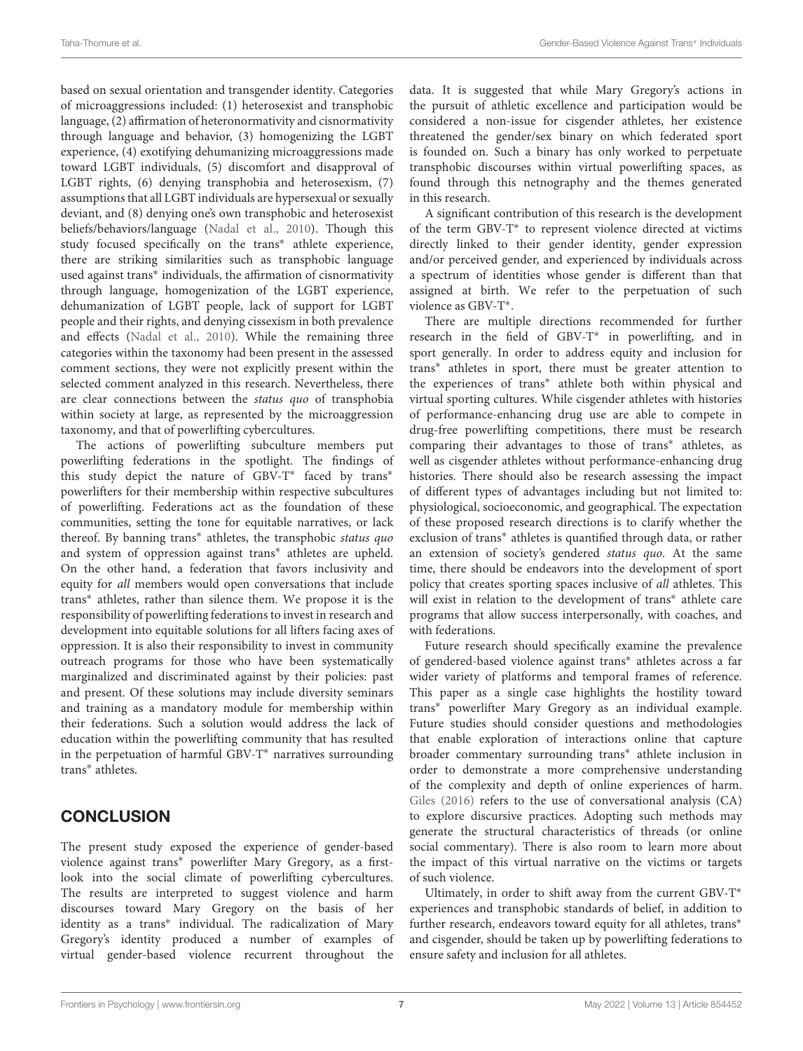based on sexual orientation and transgender identity. Categories of microaggressions included: (1) heterosexist and transphobic language, (2) affirmation of heteronormativity and cisnormativity through language and behavior, (3) homogenizing the LGBT experience, (4) exotifying dehumanizing microaggressions made toward LGBT individuals, (5) discomfort and disapproval of LGBT rights, (6) denying transphobia and heterosexism, (7) assumptions that all LGBT individuals are hypersexual or sexually deviant, and (8) denying one's own transphobic and heterosexist beliefs/behaviors/language (Nadal et al., 2010). Though this study focused specifically on the trans* athlete experience, there are striking similarities such as transphobic language used against trans* individuals, the affirmation of cisnormativity through language, homogenization of the LGBT experience, dehumanization of LGBT people, lack of support for LGBT people and their rights, and denying cissexism in both prevalence and effects (Nadal et al., 2010). While the remaining three categories within the taxonomy had been present in the assessed comment sections, they were not explicitly present within the selected comment analyzed in this research. Nevertheless, there are clear connections between the *status quo* of transphobia within society at large, as represented by the microaggression taxonomy, and that of powerlifting cybercultures.

The actions of powerlifting subculture members put powerlifting federations in the spotlight. The findings of this study depict the nature of GBV-T* faced by trans* powerlifters for their membership within respective subcultures of powerlifting. Federations act as the foundation of these communities, setting the tone for equitable narratives, or lack thereof. By banning trans* athletes, the transphobic *status quo* and system of oppression against trans* athletes are upheld. On the other hand, a federation that favors inclusivity and equity for *all* members would open conversations that include trans* athletes, rather than silence them. We propose it is the responsibility of powerlifting federations to invest in research and development into equitable solutions for all lifters facing axes of oppression. It is also their responsibility to invest in community outreach programs for those who have been systematically marginalized and discriminated against by their policies: past and present. Of these solutions may include diversity seminars and training as a mandatory module for membership within their federations. Such a solution would address the lack of education within the powerlifting community that has resulted in the perpetuation of harmful GBV-T* narratives surrounding trans* athletes.

## CONCLUSION

The present study exposed the experience of gender-based violence against trans* powerlifter Mary Gregory, as a first-look into the social climate of powerlifting cybercultures. The results are interpreted to suggest violence and harm discourses toward Mary Gregory on the basis of her identity as a trans* individual. The radicalization of Mary Gregory's identity produced a number of examples of virtual gender-based violence recurrent throughout the data. It is suggested that while Mary Gregory's actions in the pursuit of athletic excellence and participation would be considered a non-issue for cisgender athletes, her existence threatened the gender/sex binary on which federated sport is founded on. Such a binary has only worked to perpetuate transphobic discourses within virtual powerlifting spaces, as found through this netnography and the themes generated in this research.

A significant contribution of this research is the development of the term GBV-T* to represent violence directed at victims directly linked to their gender identity, gender expression and/or perceived gender, and experienced by individuals across a spectrum of identities whose gender is different than that assigned at birth. We refer to the perpetuation of such violence as GBV-T*.

There are multiple directions recommended for further research in the field of GBV-T* in powerlifting, and in sport generally. In order to address equity and inclusion for trans* athletes in sport, there must be greater attention to the experiences of trans* athlete both within physical and virtual sporting cultures. While cisgender athletes with histories of performance-enhancing drug use are able to compete in drug-free powerlifting competitions, there must be research comparing their advantages to those of trans* athletes, as well as cisgender athletes without performance-enhancing drug histories. There should also be research assessing the impact of different types of advantages including but not limited to: physiological, socioeconomic, and geographical. The expectation of these proposed research directions is to clarify whether the exclusion of trans* athletes is quantified through data, or rather an extension of society's gendered *status quo*. At the same time, there should be endeavors into the development of sport policy that creates sporting spaces inclusive of *all* athletes. This will exist in relation to the development of trans* athlete care programs that allow success interpersonally, with coaches, and with federations.

Future research should specifically examine the prevalence of gendered-based violence against trans* athletes across a far wider variety of platforms and temporal frames of reference. This paper as a single case highlights the hostility toward trans* powerlifter Mary Gregory as an individual example. Future studies should consider questions and methodologies that enable exploration of interactions online that capture broader commentary surrounding trans* athlete inclusion in order to demonstrate a more comprehensive understanding of the complexity and depth of online experiences of harm. Giles (2016) refers to the use of conversational analysis (CA) to explore discursive practices. Adopting such methods may generate the structural characteristics of threads (or online social commentary). There is also room to learn more about the impact of this virtual narrative on the victims or targets of such violence.

Ultimately, in order to shift away from the current GBV-T* experiences and transphobic standards of belief, in addition to further research, endeavors toward equity for all athletes, trans* and cisgender, should be taken up by powerlifting federations to ensure safety and inclusion for all athletes.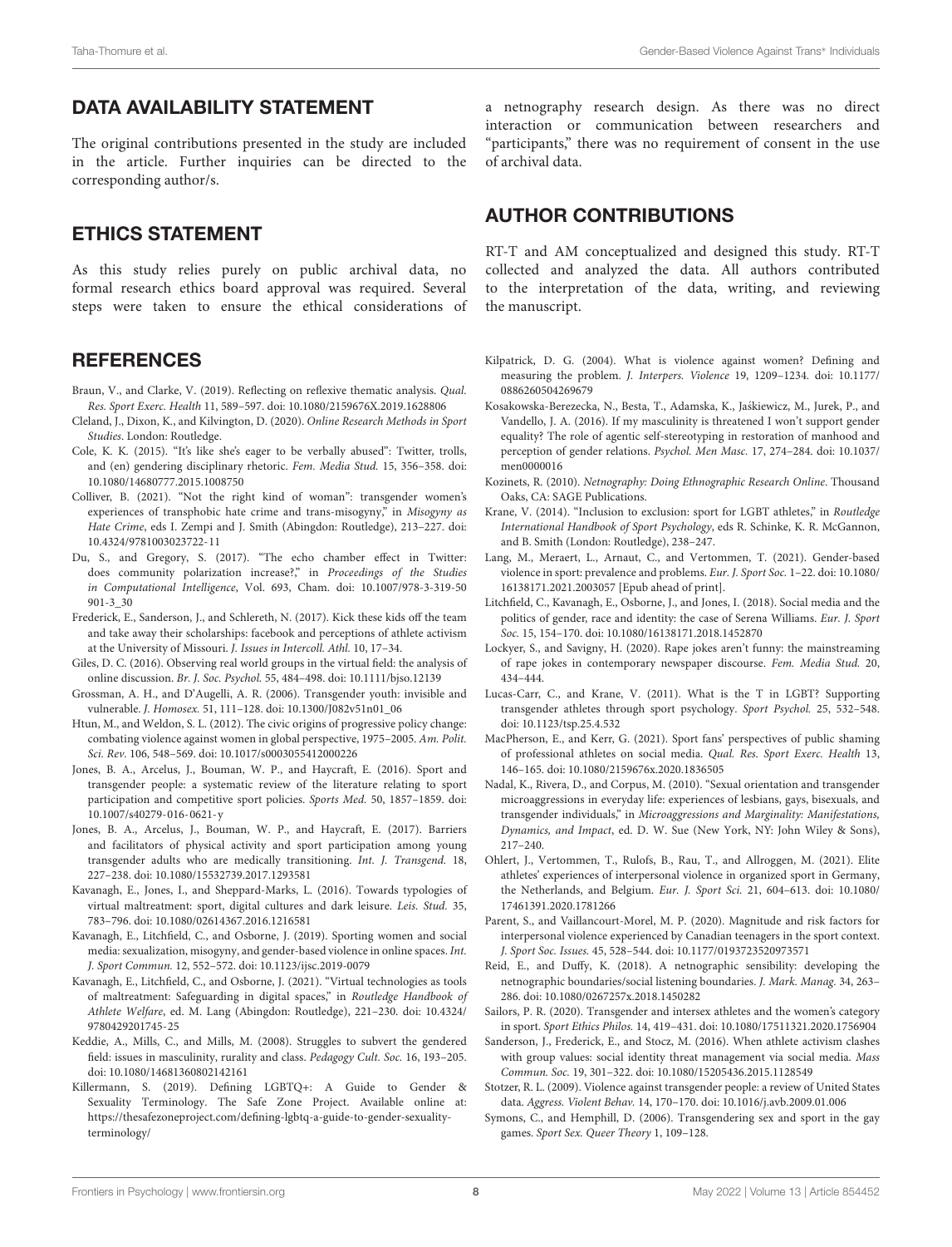## DATA AVAILABILITY STATEMENT

The original contributions presented in the study are included in the article. Further inquiries can be directed to the corresponding author/s.

## ETHICS STATEMENT

As this study relies purely on public archival data, no formal research ethics board approval was required. Several steps were taken to ensure the ethical considerations of a netnography research design. As there was no direct interaction or communication between researchers and "participants," there was no requirement of consent in the use of archival data.

## AUTHOR CONTRIBUTIONS

RT-T and AM conceptualized and designed this study. RT-T collected and analyzed the data. All authors contributed to the interpretation of the data, writing, and reviewing the manuscript.

## REFERENCES

Braun, V., and Clarke, V. (2019). Reflecting on reflexive thematic analysis. *Qual. Res. Sport Exerc. Health* 11, 589–597. doi: 10.1080/2159676X.2019.1628806

Cleland, J., Dixon, K., and Kilvington, D. (2020). *Online Research Methods in Sport Studies*. London: Routledge.

Cole, K. K. (2015). "It's like she's eager to be verbally abused": Twitter, trolls, and (en) gendering disciplinary rhetoric. *Fem. Media Stud.* 15, 356–358. doi: 10.1080/14680777.2015.1008750

Colliver, B. (2021). "Not the right kind of woman": transgender women's experiences of transphobic hate crime and trans-misogyny," in *Misogyny as Hate Crime*, eds I. Zempi and J. Smith (Abingdon: Routledge), 213–227. doi: 10.4324/9781003023722-11

Du, S., and Gregory, S. (2017). "The echo chamber effect in Twitter: does community polarization increase?," in *Proceedings of the Studies in Computational Intelligence*, Vol. 693, Cham. doi: 10.1007/978-3-319-50 901-3_30

Frederick, E., Sanderson, J., and Schlereth, N. (2017). Kick these kids off the team and take away their scholarships: facebook and perceptions of athlete activism at the University of Missouri. *J. Issues in Intercoll. Athl.* 10, 17–34.

Giles, D. C. (2016). Observing real world groups in the virtual field: the analysis of online discussion. *Br. J. Soc. Psychol.* 55, 484–498. doi: 10.1111/bjso.12139

Grossman, A. H., and D'Augelli, A. R. (2006). Transgender youth: invisible and vulnerable. *J. Homosex.* 51, 111–128. doi: 10.1300/J082v51n01_06

Htun, M., and Weldon, S. L. (2012). The civic origins of progressive policy change: combating violence against women in global perspective, 1975–2005. *Am. Polit. Sci. Rev.* 106, 548–569. doi: 10.1017/s0003055412000226

Jones, B. A., Arcelus, J., Bouman, W. P., and Haycraft, E. (2016). Sport and transgender people: a systematic review of the literature relating to sport participation and competitive sport policies. *Sports Med.* 50, 1857–1859. doi: 10.1007/s40279-016-0621-y

Jones, B. A., Arcelus, J., Bouman, W. P., and Haycraft, E. (2017). Barriers and facilitators of physical activity and sport participation among young transgender adults who are medically transitioning. *Int. J. Transgend.* 18, 227–238. doi: 10.1080/15532739.2017.1293581

Kavanagh, E., Jones, I., and Sheppard-Marks, L. (2016). Towards typologies of virtual maltreatment: sport, digital cultures and dark leisure. *Leis. Stud.* 35, 783–796. doi: 10.1080/02614367.2016.1216581

Kavanagh, E., Litchfield, C., and Osborne, J. (2019). Sporting women and social media: sexualization, misogyny, and gender-based violence in online spaces. *Int. J. Sport Commun.* 12, 552–572. doi: 10.1123/ijsc.2019-0079

Kavanagh, E., Litchfield, C., and Osborne, J. (2021). "Virtual technologies as tools of maltreatment: Safeguarding in digital spaces," in *Routledge Handbook of Athlete Welfare*, ed. M. Lang (Abingdon: Routledge), 221–230. doi: 10.4324/9780429201745-25

Keddie, A., Mills, C., and Mills, M. (2008). Struggles to subvert the gendered field: issues in masculinity, rurality and class. *Pedagogy Cult. Soc.* 16, 193–205. doi: 10.1080/14681360802142161

Killermann, S. (2019). Defining LGBTQ+: A Guide to Gender & Sexuality Terminology. The Safe Zone Project. Available online at: https://thesafezoneproject.com/defining-lgbtq-a-guide-to-gender-sexuality-terminology/

Kilpatrick, D. G. (2004). What is violence against women? Defining and measuring the problem. *J. Interpers. Violence* 19, 1209–1234. doi: 10.1177/0886260504269679

Kosakowska-Berezecka, N., Besta, T., Adamska, K., Jaśkiewicz, M., Jurek, P., and Vandello, J. A. (2016). If my masculinity is threatened I won't support gender equality? The role of agentic self-stereotyping in restoration of manhood and perception of gender relations. *Psychol. Men Masc.* 17, 274–284. doi: 10.1037/men0000016

Kozinets, R. (2010). *Netnography: Doing Ethnographic Research Online*. Thousand Oaks, CA: SAGE Publications.

Krane, V. (2014). "Inclusion to exclusion: sport for LGBT athletes," in *Routledge International Handbook of Sport Psychology*, eds R. Schinke, K. R. McGannon, and B. Smith (London: Routledge), 238–247.

Lang, M., Meraert, L., Arnaut, C., and Vertommen, T. (2021). Gender-based violence in sport: prevalence and problems. *Eur. J. Sport Soc.* 1–22. doi: 10.1080/16138171.2021.2003057 [Epub ahead of print].

Litchfield, C., Kavanagh, E., Osborne, J., and Jones, I. (2018). Social media and the politics of gender, race and identity: the case of Serena Williams. *Eur. J. Sport Soc.* 15, 154–170. doi: 10.1080/16138171.2018.1452870

Lockyer, S., and Savigny, H. (2020). Rape jokes aren't funny: the mainstreaming of rape jokes in contemporary newspaper discourse. *Fem. Media Stud.* 20, 434–444.

Lucas-Carr, C., and Krane, V. (2011). What is the T in LGBT? Supporting transgender athletes through sport psychology. *Sport Psychol.* 25, 532–548. doi: 10.1123/tsp.25.4.532

MacPherson, E., and Kerr, G. (2021). Sport fans' perspectives of public shaming of professional athletes on social media. *Qual. Res. Sport Exerc. Health* 13, 146–165. doi: 10.1080/2159676x.2020.1836505

Nadal, K., Rivera, D., and Corpus, M. (2010). "Sexual orientation and transgender microaggressions in everyday life: experiences of lesbians, gays, bisexuals, and transgender individuals," in *Microaggressions and Marginality: Manifestations, Dynamics, and Impact*, ed. D. W. Sue (New York, NY: John Wiley & Sons), 217–240.

Ohlert, J., Vertommen, T., Rulofs, B., Rau, T., and Allroggen, M. (2021). Elite athletes' experiences of interpersonal violence in organized sport in Germany, the Netherlands, and Belgium. *Eur. J. Sport Sci.* 21, 604–613. doi: 10.1080/17461391.2020.1781266

Parent, S., and Vaillancourt-Morel, M. P. (2020). Magnitude and risk factors for interpersonal violence experienced by Canadian teenagers in the sport context. *J. Sport Soc. Issues.* 45, 528–544. doi: 10.1177/0193723520973571

Reid, E., and Duffy, K. (2018). A netnographic sensibility: developing the netnographic boundaries/social listening boundaries. *J. Mark. Manag.* 34, 263–286. doi: 10.1080/0267257x.2018.1450282

Sailors, P. R. (2020). Transgender and intersex athletes and the women's category in sport. *Sport Ethics Philos.* 14, 419–431. doi: 10.1080/17511321.2020.1756904

Sanderson, J., Frederick, E., and Stocz, M. (2016). When athlete activism clashes with group values: social identity threat management via social media. *Mass Commun. Soc.* 19, 301–322. doi: 10.1080/15205436.2015.1128549

Stotzer, R. L. (2009). Violence against transgender people: a review of United States data. *Aggress. Violent Behav.* 14, 170–170. doi: 10.1016/j.avb.2009.01.006

Symons, C., and Hemphill, D. (2006). Transgendering sex and sport in the gay games. *Sport Sex. Queer Theory* 1, 109–128.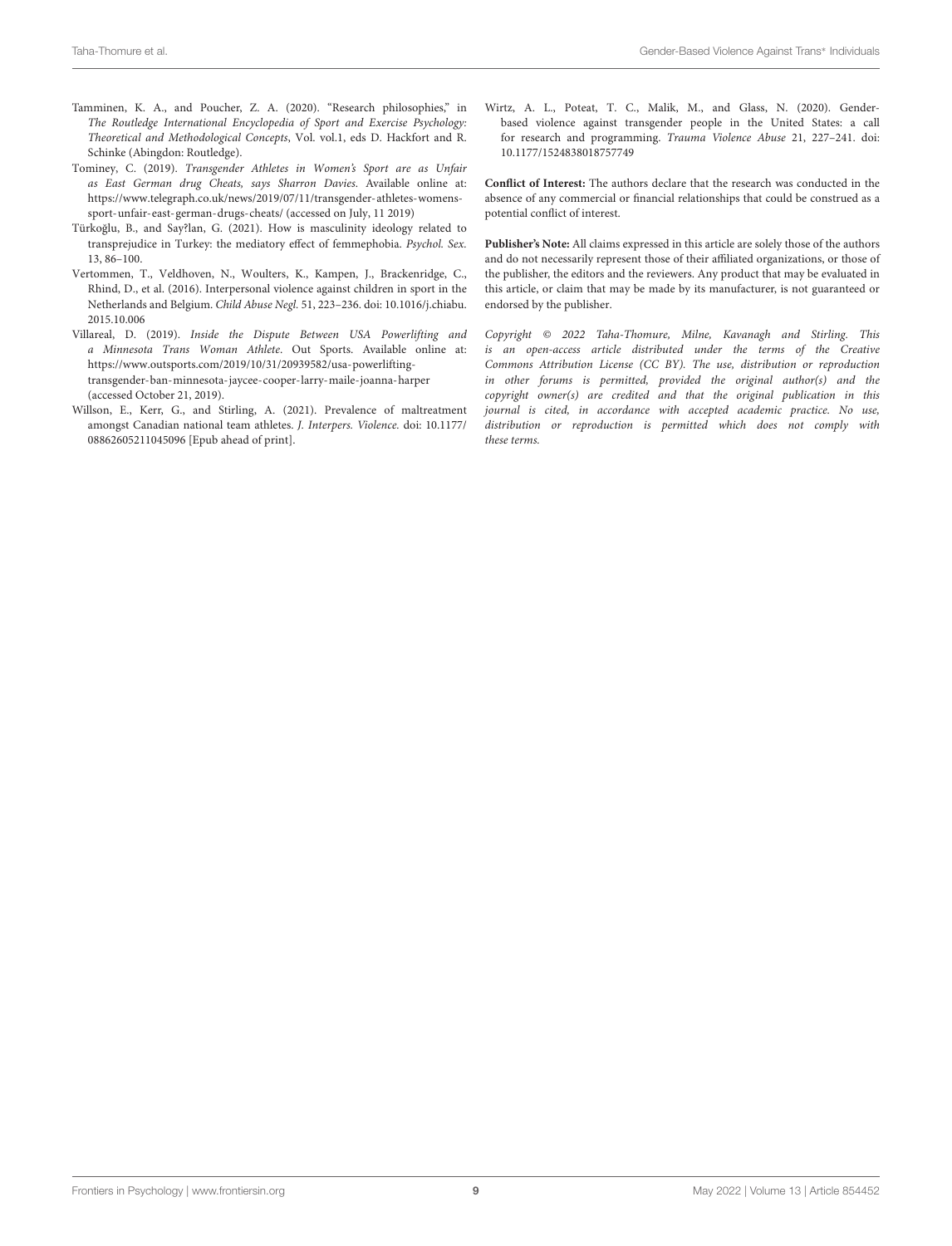Tamminen, K. A., and Poucher, Z. A. (2020). "Research philosophies," in *The Routledge International Encyclopedia of Sport and Exercise Psychology: Theoretical and Methodological Concepts*, Vol. vol.1, eds D. Hackfort and R. Schinke (Abingdon: Routledge).

Tominey, C. (2019). *Transgender Athletes in Women's Sport are as Unfair as East German drug Cheats, says Sharron Davies*. Available online at: https://www.telegraph.co.uk/news/2019/07/11/transgender-athletes-womens-sport-unfair-east-german-drugs-cheats/ (accessed on July, 11 2019)

Türkoğlu, B., and Say?lan, G. (2021). How is masculinity ideology related to transprejudice in Turkey: the mediatory effect of femmephobia. *Psychol. Sex.* 13, 86–100.

Vertommen, T., Veldhoven, N., Woulters, K., Kampen, J., Brackenridge, C., Rhind, D., et al. (2016). Interpersonal violence against children in sport in the Netherlands and Belgium. *Child Abuse Negl.* 51, 223–236. doi: 10.1016/j.chiabu.2015.10.006

Villareal, D. (2019). *Inside the Dispute Between USA Powerlifting and a Minnesota Trans Woman Athlete*. Out Sports. Available online at: https://www.outsports.com/2019/10/31/20939582/usa-powerlifting-transgender-ban-minnesota-jaycee-cooper-larry-maile-joanna-harper (accessed October 21, 2019).

Willson, E., Kerr, G., and Stirling, A. (2021). Prevalence of maltreatment amongst Canadian national team athletes. *J. Interpers. Violence.* doi: 10.1177/08862605211045096 [Epub ahead of print].

Wirtz, A. L., Poteat, T. C., Malik, M., and Glass, N. (2020). Gender-based violence against transgender people in the United States: a call for research and programming. *Trauma Violence Abuse* 21, 227–241. doi: 10.1177/1524838018757749

**Conflict of Interest:** The authors declare that the research was conducted in the absence of any commercial or financial relationships that could be construed as a potential conflict of interest.

**Publisher's Note:** All claims expressed in this article are solely those of the authors and do not necessarily represent those of their affiliated organizations, or those of the publisher, the editors and the reviewers. Any product that may be evaluated in this article, or claim that may be made by its manufacturer, is not guaranteed or endorsed by the publisher.

*Copyright © 2022 Taha-Thomure, Milne, Kavanagh and Stirling. This is an open-access article distributed under the terms of the Creative Commons Attribution License (CC BY). The use, distribution or reproduction in other forums is permitted, provided the original author(s) and the copyright owner(s) are credited and that the original publication in this journal is cited, in accordance with accepted academic practice. No use, distribution or reproduction is permitted which does not comply with these terms.*